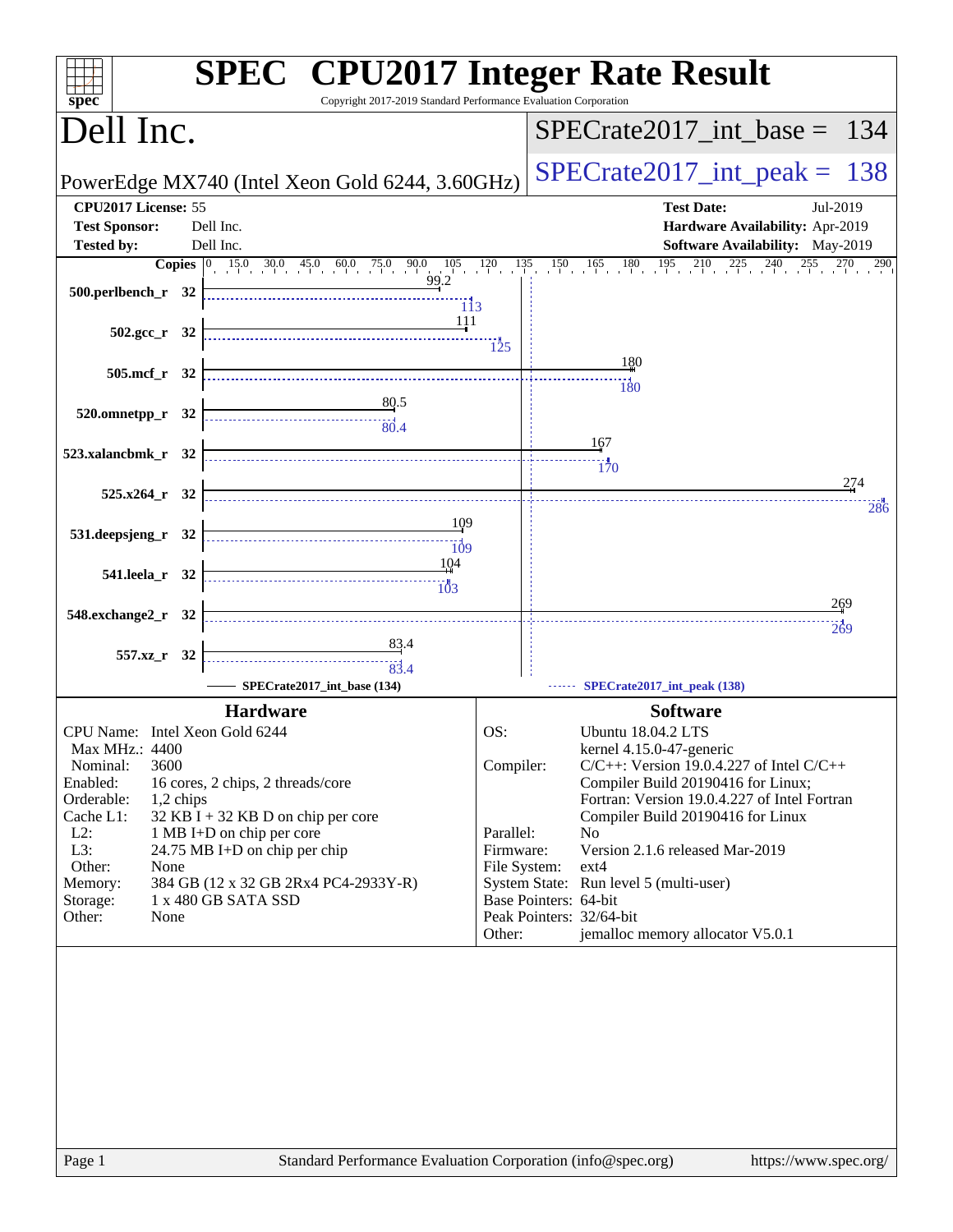# SPEC CPU2017 Integer Rate Result

Copyright 2017-2019 Standard Performance Evaluation Corporation

## Dell Inc.

PowerEdge MX740 (Intel Xeon Gold 6244, 3.60GHz)

SPECrate2017_int_base = 134

SPECrate2017_int_peak = 138

| | | | |
|---|---|---|---|
| **CPU2017 License:** | 55 | **Test Date:** | Jul-2019 |
| **Test Sponsor:** | Dell Inc. | **Hardware Availability:** | Apr-2019 |
| **Tested by:** | Dell Inc. | **Software Availability:** | May-2019 |

| Benchmark | Copies | Base | Peak |
|---|---|---|---|
| 500.perlbench_r | 32 | 99.2 | 113 |
| 502.gcc_r | 32 | 111 | 125 |
| 505.mcf_r | 32 | 180 | 180 |
| 520.omnetpp_r | 32 | 80.5 | 80.4 |
| 523.xalancbmk_r | 32 | 167 | 170 |
| 525.x264_r | 32 | 274 | 286 |
| 531.deepsjeng_r | 32 | 109 | 109 |
| 541.leela_r | 32 | 104 | 103 |
| 548.exchange2_r | 32 | 269 | 269 |
| 557.xz_r | 32 | 83.4 | 83.4 |

SPECrate2017_int_base (134) ------ SPECrate2017_int_peak (138)

### Hardware

| | |
|---|---|
| CPU Name: | Intel Xeon Gold 6244 |
| Max MHz.: | 4400 |
| Nominal: | 3600 |
| Enabled: | 16 cores, 2 chips, 2 threads/core |
| Orderable: | 1,2 chips |
| Cache L1: | 32 KB I + 32 KB D on chip per core |
| L2: | 1 MB I+D on chip per core |
| L3: | 24.75 MB I+D on chip per chip |
| Other: | None |
| Memory: | 384 GB (12 x 32 GB 2Rx4 PC4-2933Y-R) |
| Storage: | 1 x 480 GB SATA SSD |
| Other: | None |

### Software

| | |
|---|---|
| OS: | Ubuntu 18.04.2 LTS<br>kernel 4.15.0-47-generic |
| Compiler: | C/C++: Version 19.0.4.227 of Intel C/C++ Compiler Build 20190416 for Linux;<br>Fortran: Version 19.0.4.227 of Intel Fortran Compiler Build 20190416 for Linux |
| Parallel: | No |
| Firmware: | Version 2.1.6 released Mar-2019 |
| File System: | ext4 |
| System State: | Run level 5 (multi-user) |
| Base Pointers: | 64-bit |
| Peak Pointers: | 32/64-bit |
| Other: | jemalloc memory allocator V5.0.1 |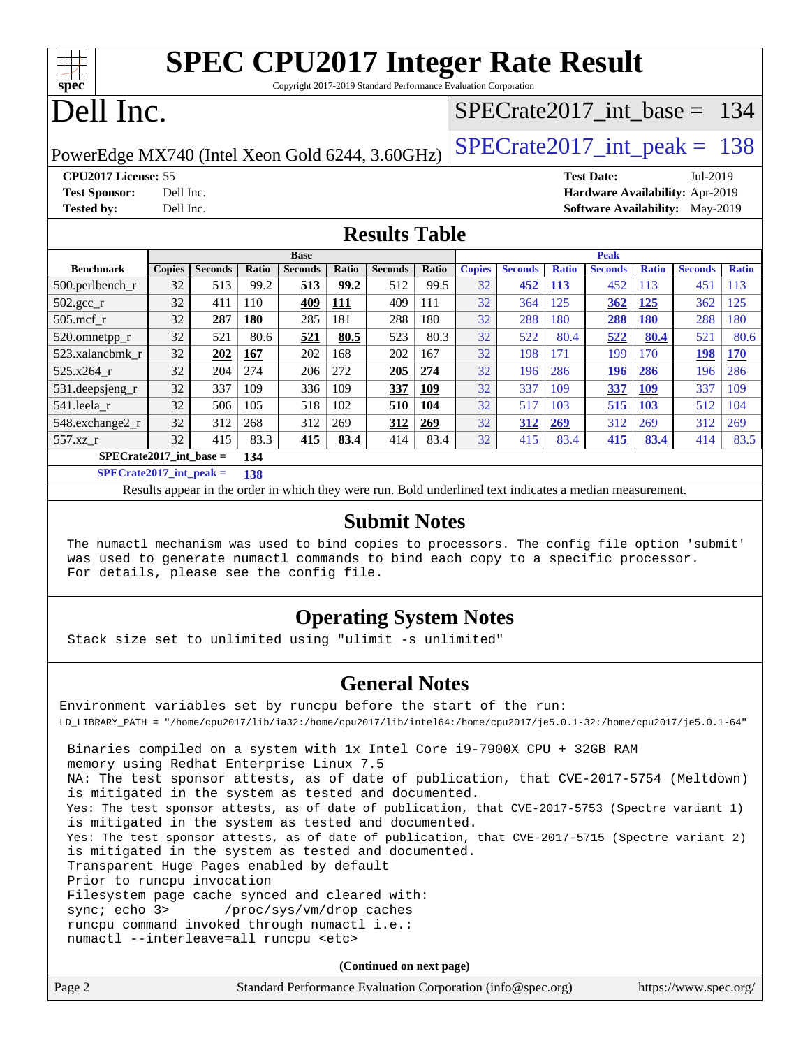# SPEC CPU2017 Integer Rate Result

Copyright 2017-2019 Standard Performance Evaluation Corporation

# Dell Inc.

PowerEdge MX740 (Intel Xeon Gold 6244, 3.60GHz)

SPECrate2017_int_base = 134

SPECrate2017_int_peak = 138

**CPU2017 License:** 55
**Test Sponsor:** Dell Inc.
**Tested by:** Dell Inc.

**Test Date:** Jul-2019
**Hardware Availability:** Apr-2019
**Software Availability:** May-2019

## Results Table

| | Base | | | | | | | Peak | | | | | | |
|---|---|---|---|---|---|---|---|---|---|---|---|---|---|---|
| **Benchmark** | **Copies** | **Seconds** | **Ratio** | **Seconds** | **Ratio** | **Seconds** | **Ratio** | **Copies** | **Seconds** | **Ratio** | **Seconds** | **Ratio** | **Seconds** | **Ratio** |
| 500.perlbench_r | 32 | 513 | 99.2 | **513** | **99.2** | 512 | 99.5 | 32 | **452** | **113** | 452 | 113 | 451 | 113 |
| 502.gcc_r | 32 | 411 | 110 | **409** | **111** | 409 | 111 | 32 | 364 | 125 | **362** | **125** | 362 | 125 |
| 505.mcf_r | 32 | **287** | **180** | 285 | 181 | 288 | 180 | 32 | 288 | 180 | **288** | **180** | 288 | 180 |
| 520.omnetpp_r | 32 | 521 | 80.6 | **521** | **80.5** | 523 | 80.3 | 32 | 522 | 80.4 | **522** | **80.4** | 521 | 80.6 |
| 523.xalancbmk_r | 32 | **202** | **167** | 202 | 167 | 202 | 167 | 32 | 198 | 171 | 199 | 170 | **198** | **170** |
| 525.x264_r | 32 | 204 | 274 | 206 | 272 | **205** | **274** | 32 | 196 | 286 | **196** | **286** | 196 | 286 |
| 531.deepsjeng_r | 32 | 337 | 109 | 336 | 109 | **337** | **109** | 32 | 337 | 109 | **337** | **109** | 337 | 109 |
| 541.leela_r | 32 | 506 | 105 | 518 | 102 | **510** | **104** | 32 | 517 | 103 | **515** | **103** | 512 | 104 |
| 548.exchange2_r | 32 | 312 | 268 | 312 | 269 | **312** | **269** | 32 | **312** | **269** | 312 | 269 | 312 | 269 |
| 557.xz_r | 32 | 415 | 83.3 | **415** | **83.4** | 414 | 83.4 | 32 | 415 | 83.4 | **415** | **83.4** | 414 | 83.5 |

**SPECrate2017_int_base =** **134**

**SPECrate2017_int_peak =** **138**

Results appear in the order in which they were run. Bold underlined text indicates a median measurement.

## Submit Notes

The numactl mechanism was used to bind copies to processors. The config file option 'submit' was used to generate numactl commands to bind each copy to a specific processor. For details, please see the config file.

## Operating System Notes

Stack size set to unlimited using "ulimit -s unlimited"

## General Notes

Environment variables set by runcpu before the start of the run:
LD_LIBRARY_PATH = "/home/cpu2017/lib/ia32:/home/cpu2017/lib/intel64:/home/cpu2017/je5.0.1-32:/home/cpu2017/je5.0.1-64"

Binaries compiled on a system with 1x Intel Core i9-7900X CPU + 32GB RAM memory using Redhat Enterprise Linux 7.5
NA: The test sponsor attests, as of date of publication, that CVE-2017-5754 (Meltdown) is mitigated in the system as tested and documented.
Yes: The test sponsor attests, as of date of publication, that CVE-2017-5753 (Spectre variant 1) is mitigated in the system as tested and documented.
Yes: The test sponsor attests, as of date of publication, that CVE-2017-5715 (Spectre variant 2) is mitigated in the system as tested and documented.
Transparent Huge Pages enabled by default
Prior to runcpu invocation
Filesystem page cache synced and cleared with:
sync; echo 3> /proc/sys/vm/drop_caches
runcpu command invoked through numactl i.e.:
numactl --interleave=all runcpu <etc>

**(Continued on next page)**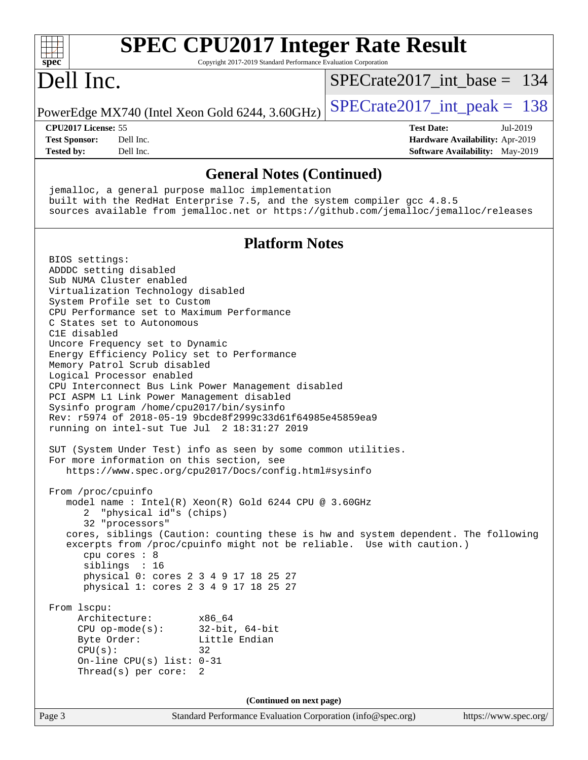## General Notes (Continued)

```
jemalloc, a general purpose malloc implementation
built with the RedHat Enterprise 7.5, and the system compiler gcc 4.8.5
sources available from jemalloc.net or https://github.com/jemalloc/jemalloc/releases
```

## Platform Notes

```
BIOS settings:
ADDDC setting disabled
Sub NUMA Cluster enabled
Virtualization Technology disabled
System Profile set to Custom
CPU Performance set to Maximum Performance
C States set to Autonomous
C1E disabled
Uncore Frequency set to Dynamic
Energy Efficiency Policy set to Performance
Memory Patrol Scrub disabled
Logical Processor enabled
CPU Interconnect Bus Link Power Management disabled
PCI ASPM L1 Link Power Management disabled
Sysinfo program /home/cpu2017/bin/sysinfo
Rev: r5974 of 2018-05-19 9bcde8f2999c33d61f64985e45859ea9
running on intel-sut Tue Jul  2 18:31:27 2019

SUT (System Under Test) info as seen by some common utilities.
For more information on this section, see
   https://www.spec.org/cpu2017/Docs/config.html#sysinfo

From /proc/cpuinfo
   model name : Intel(R) Xeon(R) Gold 6244 CPU @ 3.60GHz
      2  "physical id"s (chips)
      32 "processors"
   cores, siblings (Caution: counting these is hw and system dependent. The following
   excerpts from /proc/cpuinfo might not be reliable.  Use with caution.)
      cpu cores : 8
      siblings  : 16
      physical 0: cores 2 3 4 9 17 18 25 27
      physical 1: cores 2 3 4 9 17 18 25 27

From lscpu:
     Architecture:          x86_64
     CPU op-mode(s):        32-bit, 64-bit
     Byte Order:            Little Endian
     CPU(s):                32
     On-line CPU(s) list: 0-31
     Thread(s) per core:  2
```

(Continued on next page)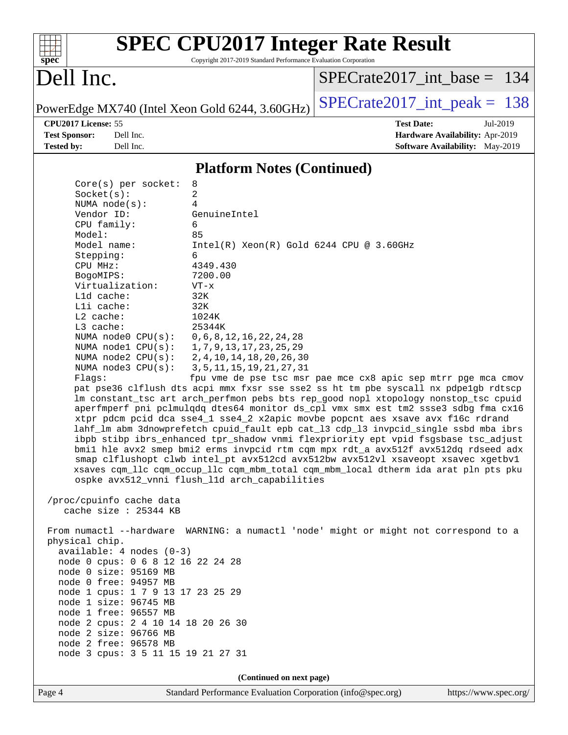# SPEC CPU2017 Integer Rate Result

Copyright 2017-2019 Standard Performance Evaluation Corporation

# Dell Inc.

PowerEdge MX740 (Intel Xeon Gold 6244, 3.60GHz)

SPECrate2017_int_base = 134

SPECrate2017_int_peak = 138

**CPU2017 License:** 55
**Test Sponsor:** Dell Inc.
**Tested by:** Dell Inc.

**Test Date:** Jul-2019
**Hardware Availability:** Apr-2019
**Software Availability:** May-2019

## Platform Notes (Continued)

```
    Core(s) per socket:  8
    Socket(s):           2
    NUMA node(s):        4
    Vendor ID:           GenuineIntel
    CPU family:          6
    Model:               85
    Model name:          Intel(R) Xeon(R) Gold 6244 CPU @ 3.60GHz
    Stepping:            6
    CPU MHz:             4349.430
    BogoMIPS:            7200.00
    Virtualization:      VT-x
    L1d cache:           32K
    L1i cache:           32K
    L2 cache:            1024K
    L3 cache:            25344K
    NUMA node0 CPU(s):   0,6,8,12,16,22,24,28
    NUMA node1 CPU(s):   1,7,9,13,17,23,25,29
    NUMA node2 CPU(s):   2,4,10,14,18,20,26,30
    NUMA node3 CPU(s):   3,5,11,15,19,21,27,31
    Flags:               fpu vme de pse tsc msr pae mce cx8 apic sep mtrr pge mca cmov
    pat pse36 clflush dts acpi mmx fxsr sse sse2 ss ht tm pbe syscall nx pdpe1gb rdtscp
    lm constant_tsc art arch_perfmon pebs bts rep_good nopl xtopology nonstop_tsc cpuid
    aperfmperf pni pclmulqdq dtes64 monitor ds_cpl vmx smx est tm2 ssse3 sdbg fma cx16
    xtpr pdcm pcid dca sse4_1 sse4_2 x2apic movbe popcnt aes xsave avx f16c rdrand
    lahf_lm abm 3dnowprefetch cpuid_fault epb cat_l3 cdp_l3 invpcid_single ssbd mba ibrs
    ibpb stibp ibrs_enhanced tpr_shadow vnmi flexpriority ept vpid fsgsbase tsc_adjust
    bmi1 hle avx2 smep bmi2 erms invpcid rtm cqm mpx rdt_a avx512f avx512dq rdseed adx
    smap clflushopt clwb intel_pt avx512cd avx512bw avx512vl xsaveopt xsavec xgetbv1
    xsaves cqm_llc cqm_occup_llc cqm_mbm_total cqm_mbm_local dtherm ida arat pln pts pku
    ospke avx512_vnni flush_l1d arch_capabilities

 /proc/cpuinfo cache data
    cache size : 25344 KB

 From numactl --hardware  WARNING: a numactl 'node' might or might not correspond to a
 physical chip.
   available: 4 nodes (0-3)
   node 0 cpus: 0 6 8 12 16 22 24 28
   node 0 size: 95169 MB
   node 0 free: 94957 MB
   node 1 cpus: 1 7 9 13 17 23 25 29
   node 1 size: 96745 MB
   node 1 free: 96557 MB
   node 2 cpus: 2 4 10 14 18 20 26 30
   node 2 size: 96766 MB
   node 2 free: 96578 MB
   node 3 cpus: 3 5 11 15 19 21 27 31
```

(Continued on next page)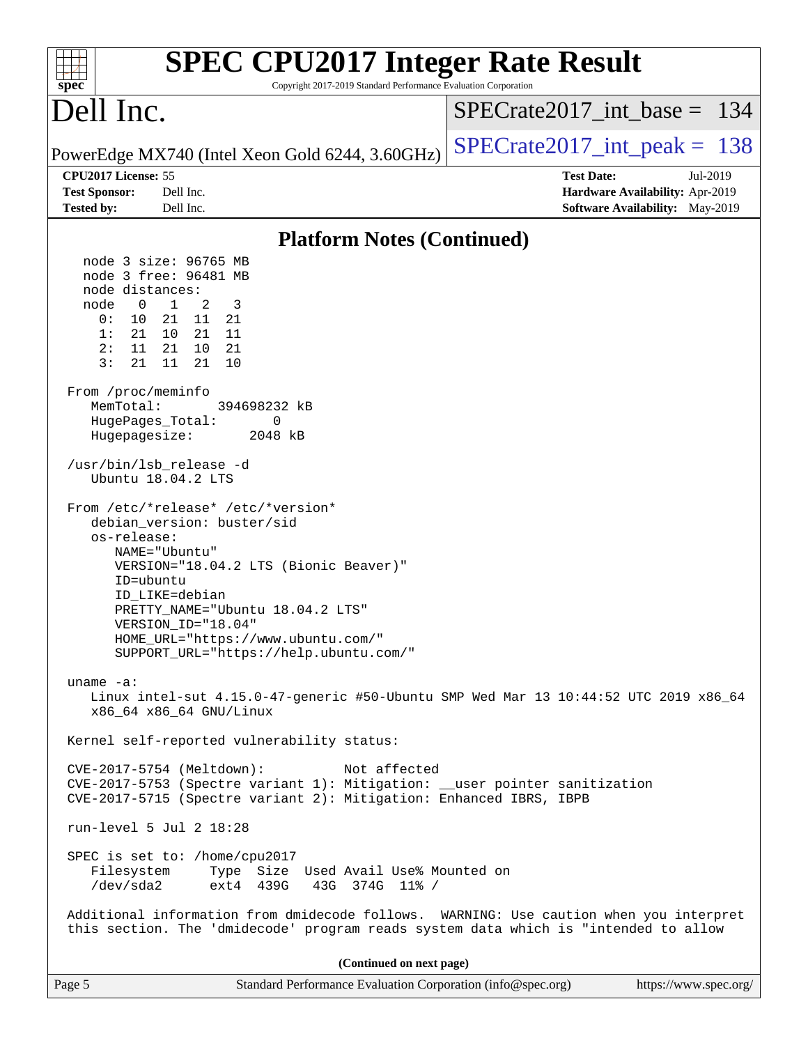## Platform Notes (Continued)

```
  node 3 size: 96765 MB
  node 3 free: 96481 MB
  node distances:
  node   0   1   2   3
    0:  10  21  11  21
    1:  21  10  21  11
    2:  11  21  10  21
    3:  21  11  21  10

From /proc/meminfo
   MemTotal:       394698232 kB
   HugePages_Total:       0
   Hugepagesize:       2048 kB

/usr/bin/lsb_release -d
   Ubuntu 18.04.2 LTS

From /etc/*release* /etc/*version*
   debian_version: buster/sid
   os-release:
      NAME="Ubuntu"
      VERSION="18.04.2 LTS (Bionic Beaver)"
      ID=ubuntu
      ID_LIKE=debian
      PRETTY_NAME="Ubuntu 18.04.2 LTS"
      VERSION_ID="18.04"
      HOME_URL="https://www.ubuntu.com/"
      SUPPORT_URL="https://help.ubuntu.com/"

uname -a:
   Linux intel-sut 4.15.0-47-generic #50-Ubuntu SMP Wed Mar 13 10:44:52 UTC 2019 x86_64
   x86_64 x86_64 GNU/Linux

Kernel self-reported vulnerability status:

CVE-2017-5754 (Meltdown):          Not affected
CVE-2017-5753 (Spectre variant 1): Mitigation: __user pointer sanitization
CVE-2017-5715 (Spectre variant 2): Mitigation: Enhanced IBRS, IBPB

run-level 5 Jul 2 18:28

SPEC is set to: /home/cpu2017
   Filesystem     Type  Size  Used Avail Use% Mounted on
   /dev/sda2      ext4  439G   43G  374G  11% /

Additional information from dmidecode follows.  WARNING: Use caution when you interpret
this section. The 'dmidecode' program reads system data which is "intended to allow
```

(Continued on next page)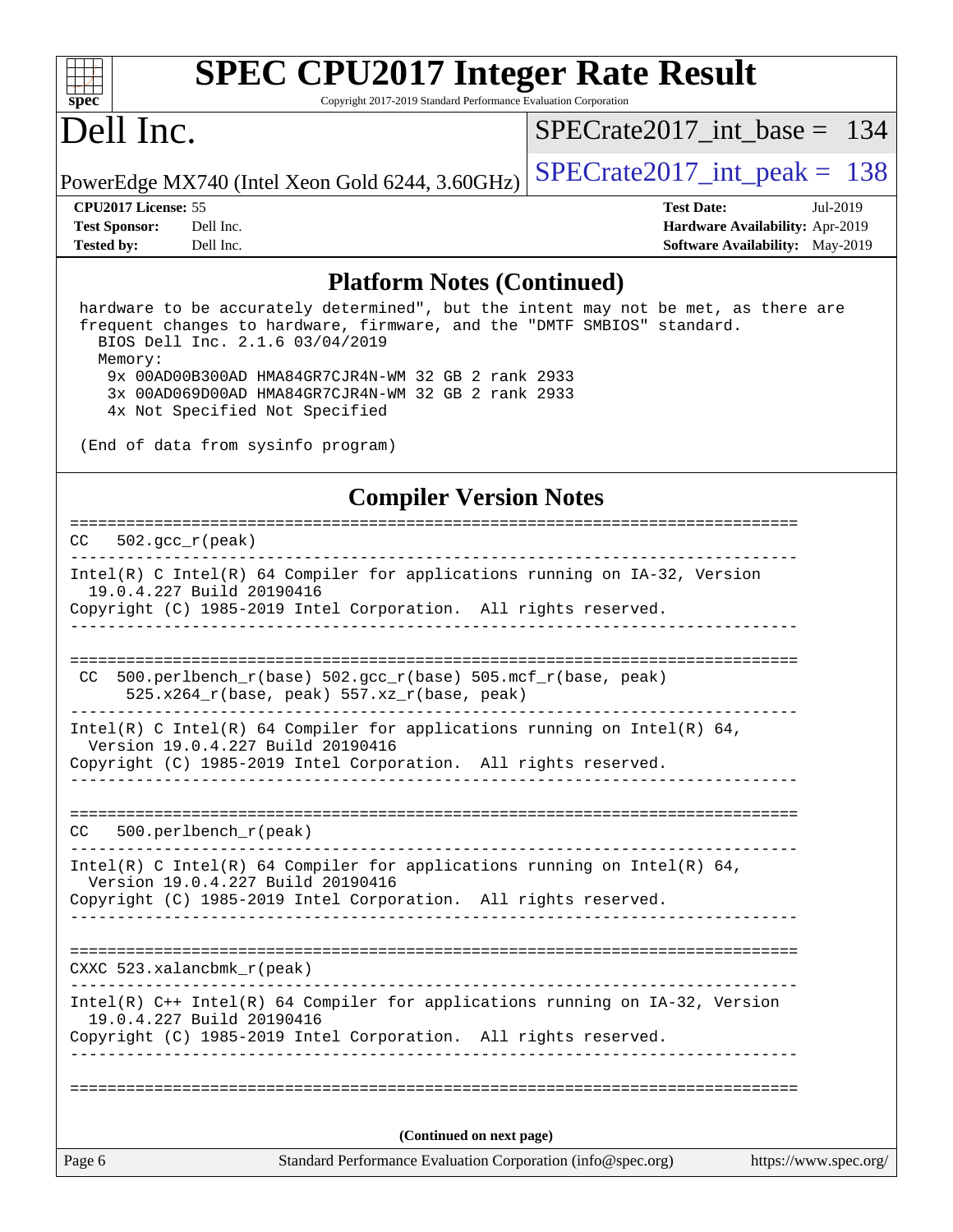## Platform Notes (Continued)

```
hardware to be accurately determined", but the intent may not be met, as there are
frequent changes to hardware, firmware, and the "DMTF SMBIOS" standard.
  BIOS Dell Inc. 2.1.6 03/04/2019
  Memory:
    9x 00AD00B300AD HMA84GR7CJR4N-WM 32 GB 2 rank 2933
    3x 00AD069D00AD HMA84GR7CJR4N-WM 32 GB 2 rank 2933
    4x Not Specified Not Specified

(End of data from sysinfo program)
```

## Compiler Version Notes

```
==============================================================================
CC  502.gcc_r(peak)
------------------------------------------------------------------------------
Intel(R) C Intel(R) 64 Compiler for applications running on IA-32, Version
  19.0.4.227 Build 20190416
Copyright (C) 1985-2019 Intel Corporation.  All rights reserved.
------------------------------------------------------------------------------

==============================================================================
 CC  500.perlbench_r(base) 502.gcc_r(base) 505.mcf_r(base, peak)
      525.x264_r(base, peak) 557.xz_r(base, peak)
------------------------------------------------------------------------------
Intel(R) C Intel(R) 64 Compiler for applications running on Intel(R) 64,
  Version 19.0.4.227 Build 20190416
Copyright (C) 1985-2019 Intel Corporation.  All rights reserved.
------------------------------------------------------------------------------

==============================================================================
CC  500.perlbench_r(peak)
------------------------------------------------------------------------------
Intel(R) C Intel(R) 64 Compiler for applications running on Intel(R) 64,
  Version 19.0.4.227 Build 20190416
Copyright (C) 1985-2019 Intel Corporation.  All rights reserved.
------------------------------------------------------------------------------

==============================================================================
CXXC 523.xalancbmk_r(peak)
------------------------------------------------------------------------------
Intel(R) C++ Intel(R) 64 Compiler for applications running on IA-32, Version
  19.0.4.227 Build 20190416
Copyright (C) 1985-2019 Intel Corporation.  All rights reserved.
------------------------------------------------------------------------------

==============================================================================
```

**(Continued on next page)**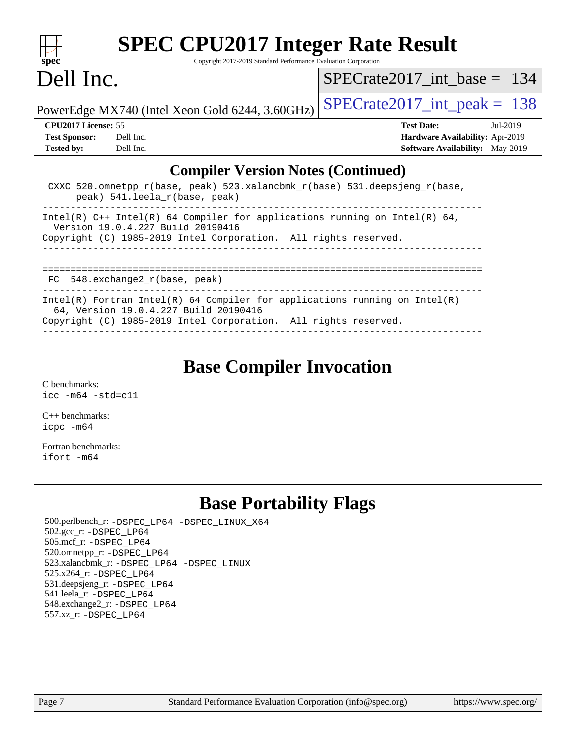## Compiler Version Notes (Continued)

```
 CXXC 520.omnetpp_r(base, peak) 523.xalancbmk_r(base) 531.deepsjeng_r(base,
      peak) 541.leela_r(base, peak)
------------------------------------------------------------------------------
Intel(R) C++ Intel(R) 64 Compiler for applications running on Intel(R) 64,
  Version 19.0.4.227 Build 20190416
Copyright (C) 1985-2019 Intel Corporation.  All rights reserved.
------------------------------------------------------------------------------

==============================================================================
 FC  548.exchange2_r(base, peak)
------------------------------------------------------------------------------
Intel(R) Fortran Intel(R) 64 Compiler for applications running on Intel(R)
  64, Version 19.0.4.227 Build 20190416
Copyright (C) 1985-2019 Intel Corporation.  All rights reserved.
------------------------------------------------------------------------------
```

## Base Compiler Invocation

C benchmarks:
`icc -m64 -std=c11`

C++ benchmarks:
`icpc -m64`

Fortran benchmarks:
`ifort -m64`

## Base Portability Flags

500.perlbench_r: -DSPEC_LP64 -DSPEC_LINUX_X64
502.gcc_r: -DSPEC_LP64
505.mcf_r: -DSPEC_LP64
520.omnetpp_r: -DSPEC_LP64
523.xalancbmk_r: -DSPEC_LP64 -DSPEC_LINUX
525.x264_r: -DSPEC_LP64
531.deepsjeng_r: -DSPEC_LP64
541.leela_r: -DSPEC_LP64
548.exchange2_r: -DSPEC_LP64
557.xz_r: -DSPEC_LP64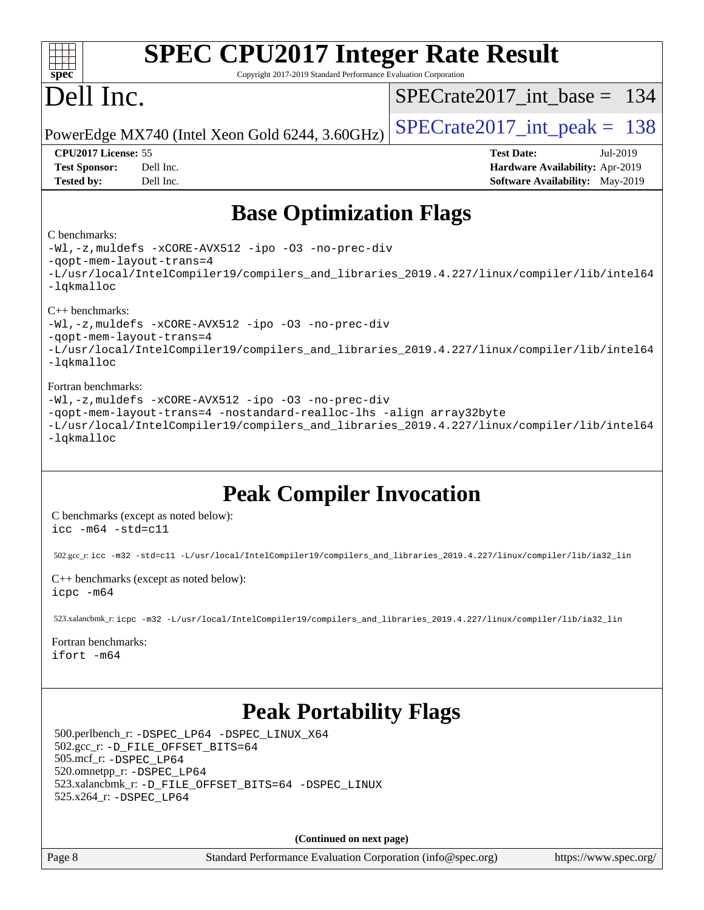# Base Optimization Flags

C benchmarks:

```
-Wl,-z,muldefs -xCORE-AVX512 -ipo -O3 -no-prec-div
-qopt-mem-layout-trans=4
-L/usr/local/IntelCompiler19/compilers_and_libraries_2019.4.227/linux/compiler/lib/intel64
-lqkmalloc
```

C++ benchmarks:

```
-Wl,-z,muldefs -xCORE-AVX512 -ipo -O3 -no-prec-div
-qopt-mem-layout-trans=4
-L/usr/local/IntelCompiler19/compilers_and_libraries_2019.4.227/linux/compiler/lib/intel64
-lqkmalloc
```

Fortran benchmarks:

```
-Wl,-z,muldefs -xCORE-AVX512 -ipo -O3 -no-prec-div
-qopt-mem-layout-trans=4 -nostandard-realloc-lhs -align array32byte
-L/usr/local/IntelCompiler19/compilers_and_libraries_2019.4.227/linux/compiler/lib/intel64
-lqkmalloc
```

# Peak Compiler Invocation

C benchmarks (except as noted below):

```
icc -m64 -std=c11
```

502.gcc_r: `icc -m32 -std=c11 -L/usr/local/IntelCompiler19/compilers_and_libraries_2019.4.227/linux/compiler/lib/ia32_lin`

C++ benchmarks (except as noted below):

```
icpc -m64
```

523.xalancbmk_r: `icpc -m32 -L/usr/local/IntelCompiler19/compilers_and_libraries_2019.4.227/linux/compiler/lib/ia32_lin`

Fortran benchmarks:

```
ifort -m64
```

# Peak Portability Flags

500.perlbench_r: `-DSPEC_LP64 -DSPEC_LINUX_X64`
502.gcc_r: `-D_FILE_OFFSET_BITS=64`
505.mcf_r: `-DSPEC_LP64`
520.omnetpp_r: `-DSPEC_LP64`
523.xalancbmk_r: `-D_FILE_OFFSET_BITS=64 -DSPEC_LINUX`
525.x264_r: `-DSPEC_LP64`

**(Continued on next page)**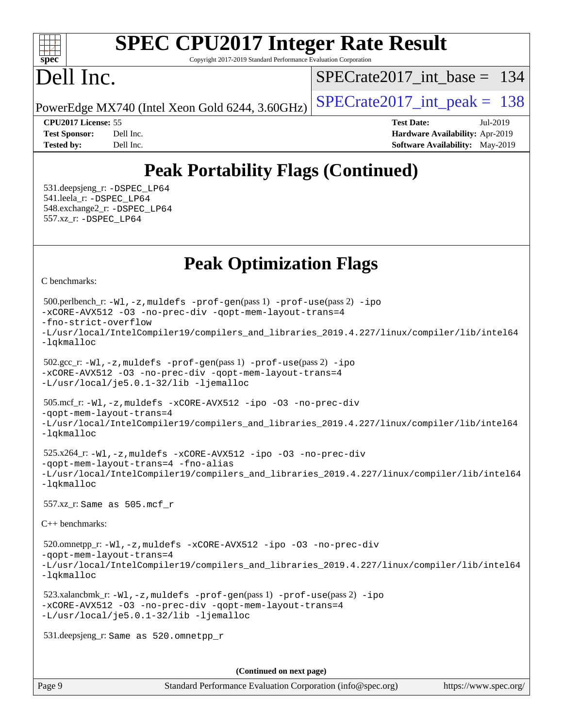# SPEC CPU2017 Integer Rate Result

Copyright 2017-2019 Standard Performance Evaluation Corporation

# Dell Inc.

PowerEdge MX740 (Intel Xeon Gold 6244, 3.60GHz)

SPECrate2017_int_base = 134

SPECrate2017_int_peak = 138

**CPU2017 License:** 55
**Test Sponsor:** Dell Inc.
**Tested by:** Dell Inc.

**Test Date:** Jul-2019
**Hardware Availability:** Apr-2019
**Software Availability:** May-2019

## Peak Portability Flags (Continued)

531.deepsjeng_r: -DSPEC_LP64
541.leela_r: -DSPEC_LP64
548.exchange2_r: -DSPEC_LP64
557.xz_r: -DSPEC_LP64

## Peak Optimization Flags

C benchmarks:

500.perlbench_r: -Wl,-z,muldefs -prof-gen(pass 1) -prof-use(pass 2) -ipo -xCORE-AVX512 -O3 -no-prec-div -qopt-mem-layout-trans=4 -fno-strict-overflow -L/usr/local/IntelCompiler19/compilers_and_libraries_2019.4.227/linux/compiler/lib/intel64 -lqkmalloc

502.gcc_r: -Wl,-z,muldefs -prof-gen(pass 1) -prof-use(pass 2) -ipo -xCORE-AVX512 -O3 -no-prec-div -qopt-mem-layout-trans=4 -L/usr/local/je5.0.1-32/lib -ljemalloc

505.mcf_r: -Wl,-z,muldefs -xCORE-AVX512 -ipo -O3 -no-prec-div -qopt-mem-layout-trans=4 -L/usr/local/IntelCompiler19/compilers_and_libraries_2019.4.227/linux/compiler/lib/intel64 -lqkmalloc

525.x264_r: -Wl,-z,muldefs -xCORE-AVX512 -ipo -O3 -no-prec-div -qopt-mem-layout-trans=4 -fno-alias -L/usr/local/IntelCompiler19/compilers_and_libraries_2019.4.227/linux/compiler/lib/intel64 -lqkmalloc

557.xz_r: Same as 505.mcf_r

C++ benchmarks:

520.omnetpp_r: -Wl,-z,muldefs -xCORE-AVX512 -ipo -O3 -no-prec-div -qopt-mem-layout-trans=4 -L/usr/local/IntelCompiler19/compilers_and_libraries_2019.4.227/linux/compiler/lib/intel64 -lqkmalloc

523.xalancbmk_r: -Wl,-z,muldefs -prof-gen(pass 1) -prof-use(pass 2) -ipo -xCORE-AVX512 -O3 -no-prec-div -qopt-mem-layout-trans=4 -L/usr/local/je5.0.1-32/lib -ljemalloc

531.deepsjeng_r: Same as 520.omnetpp_r

**(Continued on next page)**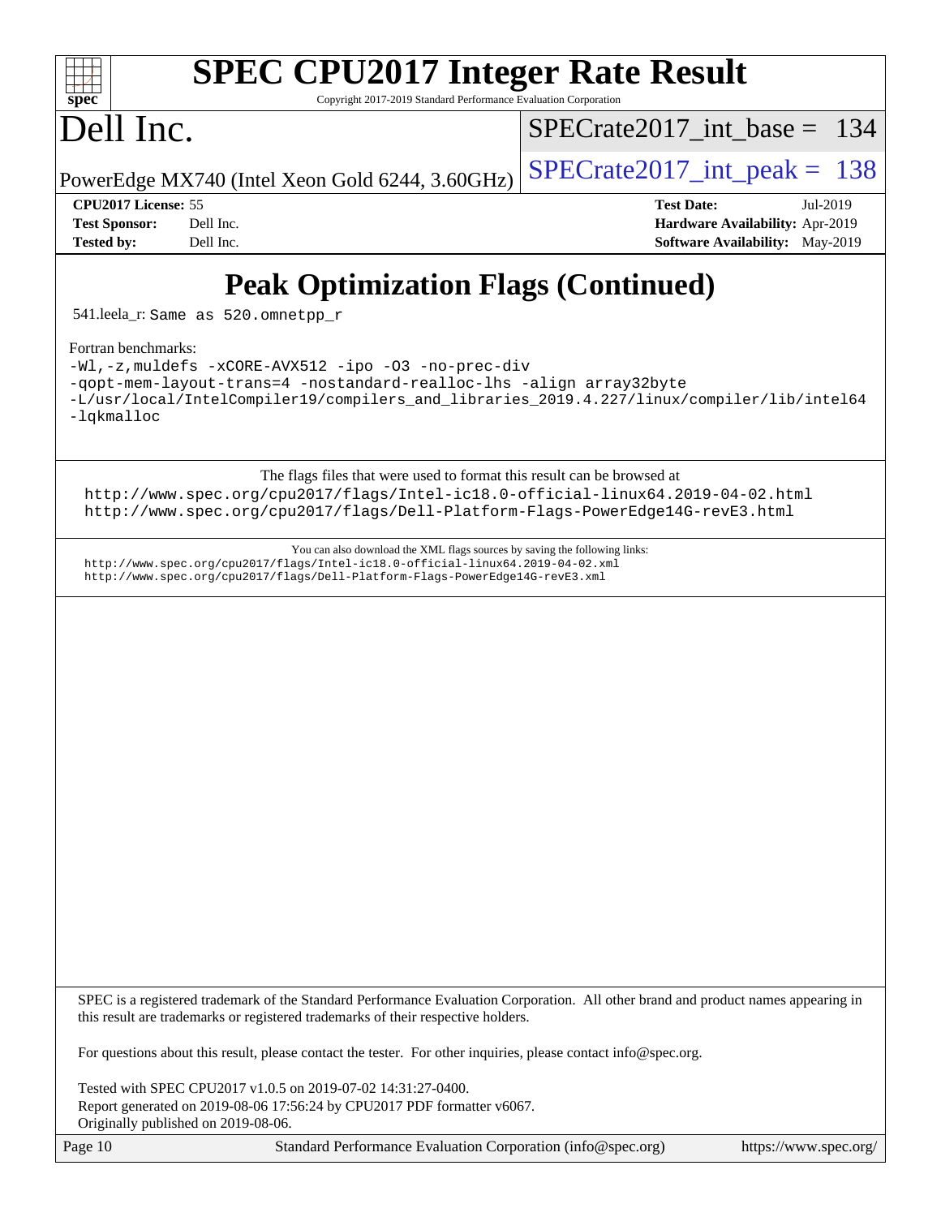# Peak Optimization Flags (Continued)

541.leela_r: Same as 520.omnetpp_r

Fortran benchmarks:

-Wl,-z,muldefs -xCORE-AVX512 -ipo -O3 -no-prec-div
-qopt-mem-layout-trans=4 -nostandard-realloc-lhs -align array32byte
-L/usr/local/IntelCompiler19/compilers_and_libraries_2019.4.227/linux/compiler/lib/intel64
-lqkmalloc

The flags files that were used to format this result can be browsed at
http://www.spec.org/cpu2017/flags/Intel-ic18.0-official-linux64.2019-04-02.html
http://www.spec.org/cpu2017/flags/Dell-Platform-Flags-PowerEdge14G-revE3.html

You can also download the XML flags sources by saving the following links:
http://www.spec.org/cpu2017/flags/Intel-ic18.0-official-linux64.2019-04-02.xml
http://www.spec.org/cpu2017/flags/Dell-Platform-Flags-PowerEdge14G-revE3.xml

SPEC is a registered trademark of the Standard Performance Evaluation Corporation. All other brand and product names appearing in this result are trademarks or registered trademarks of their respective holders.

For questions about this result, please contact the tester. For other inquiries, please contact info@spec.org.

Tested with SPEC CPU2017 v1.0.5 on 2019-07-02 14:31:27-0400.
Report generated on 2019-08-06 17:56:24 by CPU2017 PDF formatter v6067.
Originally published on 2019-08-06.